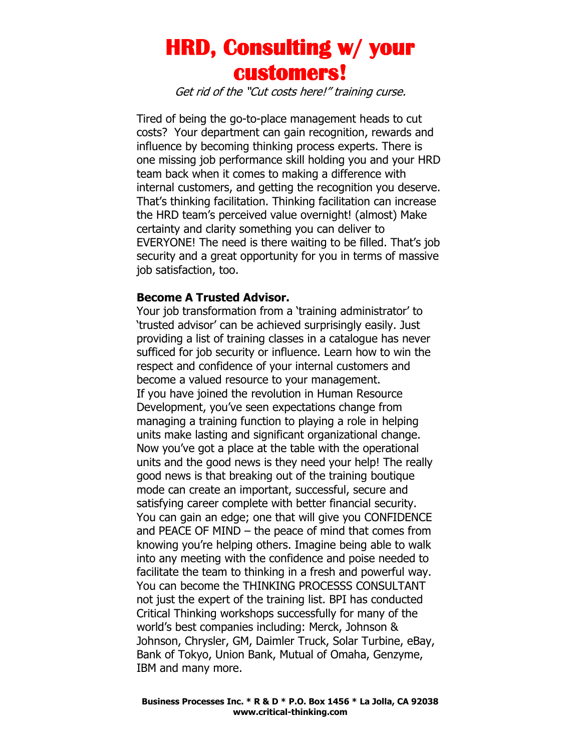# HRD, Consulting w/ your customers!

*Get rid of the "Cut costs here!" training curse.*

Tired of being the go-to-place management heads to cut costs? Your department can gain recognition, rewards and influence by becoming thinking process experts. There is one missing job performance skill holding you and your HRD team back when it comes to making a difference with internal customers, and getting the recognition you deserve. That's thinking facilitation. Thinking facilitation can increase the HRD team's perceived value overnight! (almost) Make certainty and clarity something you can deliver to EVERYONE! The need is there waiting to be filled. That's job security and a great opportunity for you in terms of massive job satisfaction, too.

**Become A Trusted Advisor.**

Your job transformation from a 'training administrator' to 'trusted advisor' can be achieved surprisingly easily. Just providing a list of training classes in a catalogue has never sufficed for job security or influence. Learn how to win the respect and confidence of your internal customers and become a valued resource to your management.

If you have joined the revolution in Human Resource Development, you've seen expectations change from managing a training function to playing a role in helping units make lasting and significant organizational change. Now you've got a place at the table with the operational units and the good news is they need your help! The really good news is that breaking out of the training boutique mode can create an important, successful, secure and satisfying career complete with better financial security. You can gain an edge; one that will give you CONFIDENCE and PEACE OF MIND – the peace of mind that comes from knowing you're helping others. Imagine being able to walk into any meeting with the confidence and poise needed to facilitate the team to thinking in a fresh and powerful way. You can become the THINKING PROCESSS CONSULTANT not just the expert of the training list. BPI has conducted Critical Thinking workshops successfully for many of the world's best companies including: Merck, Johnson & Johnson, Chrysler, GM, Daimler Truck, Solar Turbine, eBay, Bank of Tokyo, Union Bank, Mutual of Omaha, Genzyme, IBM and many more.

**Business Processes Inc. * R & D * P.O. Box 1456 * La Jolla, CA 92038**
**www.critical-thinking.com**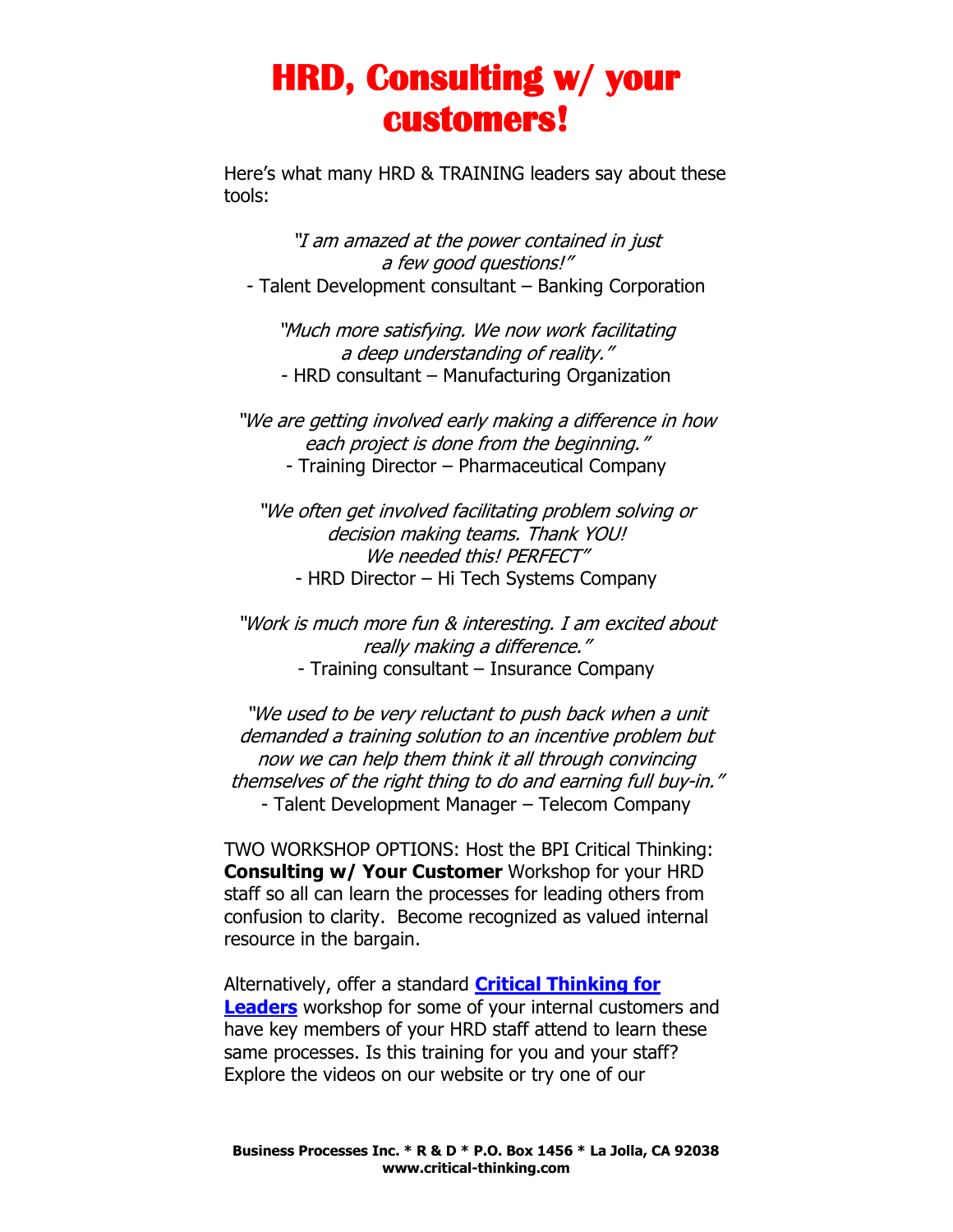# HRD, Consulting w/ your customers!

Here's what many HRD & TRAINING leaders say about these tools:

*"I am amazed at the power contained in just a few good questions!"*
- Talent Development consultant – Banking Corporation

*"Much more satisfying. We now work facilitating a deep understanding of reality."*
- HRD consultant – Manufacturing Organization

*"We are getting involved early making a difference in how each project is done from the beginning."*
- Training Director – Pharmaceutical Company

*"We often get involved facilitating problem solving or decision making teams. Thank YOU! We needed this! PERFECT"*
- HRD Director – Hi Tech Systems Company

*"Work is much more fun & interesting. I am excited about really making a difference."*
- Training consultant – Insurance Company

*"We used to be very reluctant to push back when a unit demanded a training solution to an incentive problem but now we can help them think it all through convincing themselves of the right thing to do and earning full buy-in."*
- Talent Development Manager – Telecom Company

TWO WORKSHOP OPTIONS: Host the BPI Critical Thinking: **Consulting w/ Your Customer** Workshop for your HRD staff so all can learn the processes for leading others from confusion to clarity. Become recognized as valued internal resource in the bargain.

Alternatively, offer a standard **Critical Thinking for Leaders** workshop for some of your internal customers and have key members of your HRD staff attend to learn these same processes. Is this training for you and your staff? Explore the videos on our website or try one of our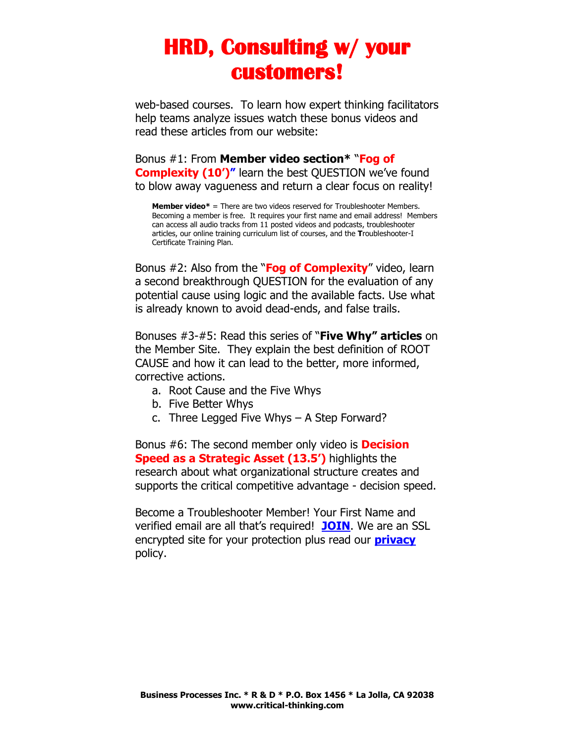# HRD, Consulting w/ your customers!

web-based courses. To learn how expert thinking facilitators help teams analyze issues watch these bonus videos and read these articles from our website:

Bonus #1: From **Member video section*** "**Fog of Complexity (10')"** learn the best QUESTION we've found to blow away vagueness and return a clear focus on reality!

> **Member video*** = There are two videos reserved for Troubleshooter Members. Becoming a member is free. It requires your first name and email address! Members can access all audio tracks from 11 posted videos and podcasts, troubleshooter articles, our online training curriculum list of courses, and the **T**roubleshooter-I Certificate Training Plan.

Bonus #2: Also from the "**Fog of Complexity**" video, learn a second breakthrough QUESTION for the evaluation of any potential cause using logic and the available facts. Use what is already known to avoid dead-ends, and false trails.

Bonuses #3-#5: Read this series of "**Five Why" articles** on the Member Site. They explain the best definition of ROOT CAUSE and how it can lead to the better, more informed, corrective actions.

a. Root Cause and the Five Whys
b. Five Better Whys
c. Three Legged Five Whys – A Step Forward?

Bonus #6: The second member only video is **Decision Speed as a Strategic Asset (13.5')** highlights the research about what organizational structure creates and supports the critical competitive advantage - decision speed.

Become a Troubleshooter Member! Your First Name and verified email are all that's required! **JOIN**. We are an SSL encrypted site for your protection plus read our **privacy** policy.

**Business Processes Inc. * R & D * P.O. Box 1456 * La Jolla, CA 92038**
**www.critical-thinking.com**